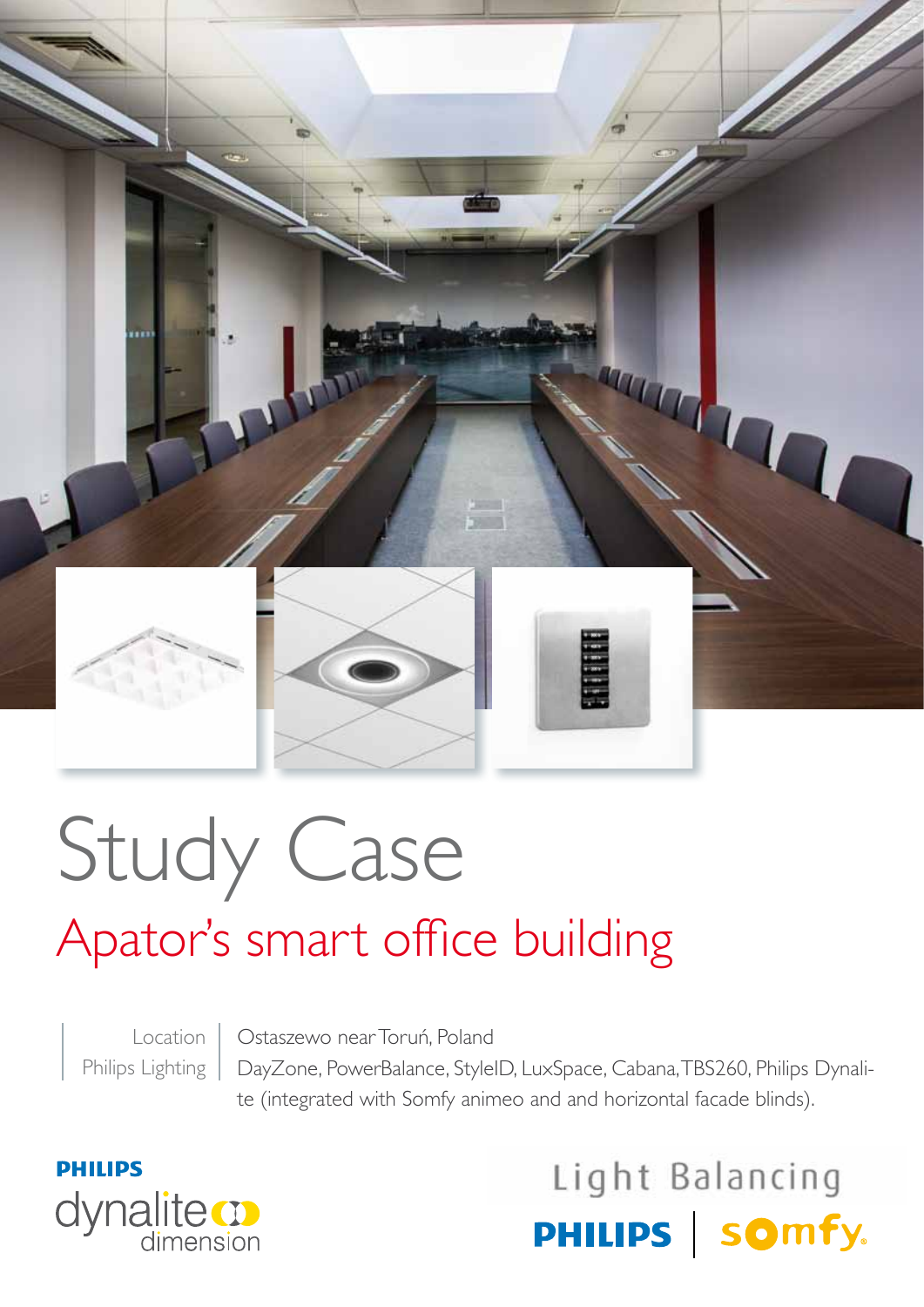# Study Case

## Apator's smart office building

| | |
|---|---|
| Location | Ostaszewo near Toruń, Poland |
| Philips Lighting | DayZone, PowerBalance, StyleID, LuxSpace, Cabana, TBS260, Philips Dynalite (integrated with Somfy animeo and and horizontal facade blinds). |

PHILIPS dynalite dimension

Light Balancing

PHILIPS | somfy.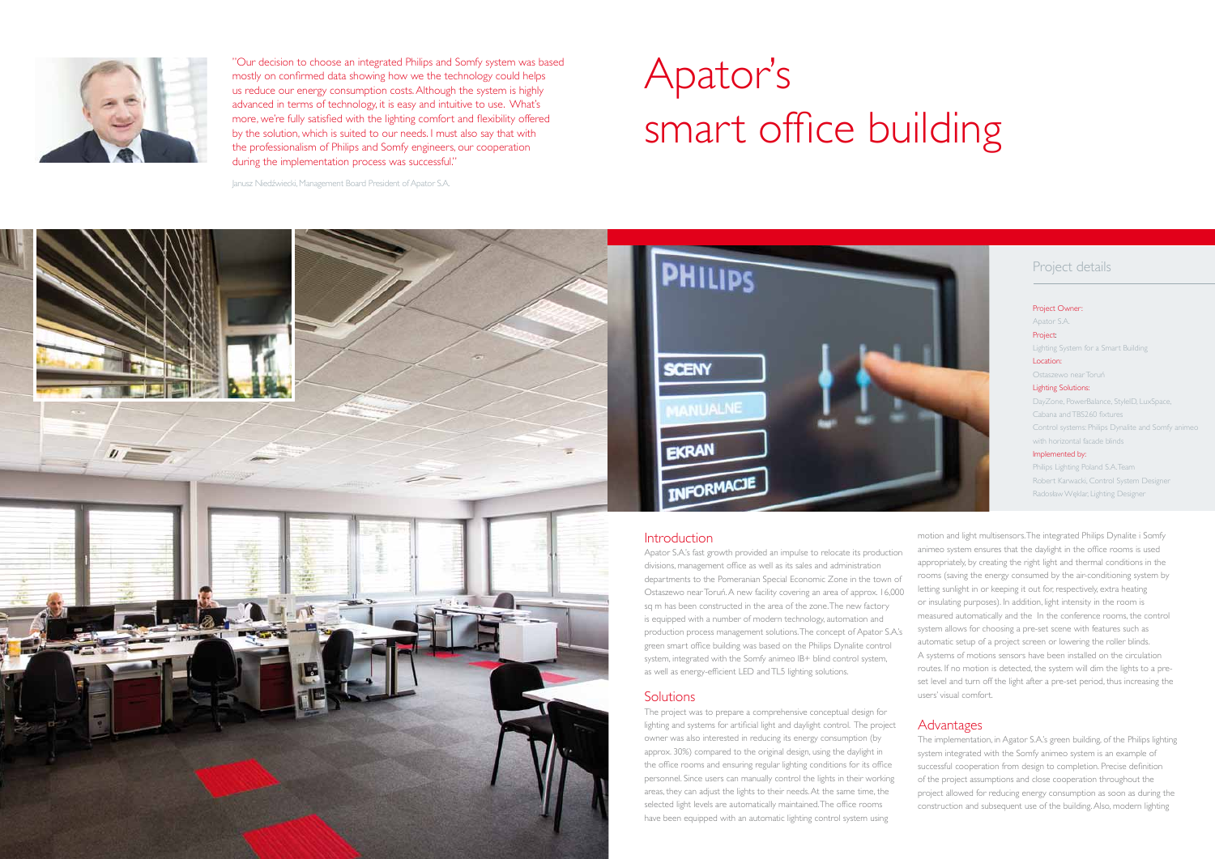"Our decision to choose an integrated Philips and Somfy system was based mostly on confirmed data showing how we the technology could helps us reduce our energy consumption costs. Although the system is highly advanced in terms of technology, it is easy and intuitive to use. What's more, we're fully satisfied with the lighting comfort and flexibility offered by the solution, which is suited to our needs. I must also say that with the professionalism of Philips and Somfy engineers, our cooperation during the implementation process was successful."

Janusz Niedźwiecki, Management Board President of Apator S.A.

# Apator's smart office building

## Project details

**Project Owner:**
Apator S.A.

**Project:**
Lighting System for a Smart Building

**Location:**
Ostaszewo near Toruń

**Lighting Solutions:**
DayZone, PowerBalance, StyleID, LuxSpace, Cabana and TBS260 fixtures
Control systems: Philips Dynalite and Somfy animeo with horizontal facade blinds

**Implemented by:**
Philips Lighting Poland S.A. Team
Robert Karwacki, Control System Designer
Radosław Węklar, Lighting Designer

## Introduction

Apator S.A.'s fast growth provided an impulse to relocate its production divisions, management office as well as its sales and administration departments to the Pomeranian Special Economic Zone in the town of Ostaszewo near Toruń. A new facility covering an area of approx. 16,000 sq m has been constructed in the area of the zone. The new factory is equipped with a number of modern technology, automation and production process management solutions. The concept of Apator S.A.'s green smart office building was based on the Philips Dynalite control system, integrated with the Somfy animeo IB+ blind control system, as well as energy-efficient LED and TL5 lighting solutions.

## Solutions

The project was to prepare a comprehensive conceptual design for lighting and systems for artificial light and daylight control. The project owner was also interested in reducing its energy consumption (by approx. 30%) compared to the original design, using the daylight in the office rooms and ensuring regular lighting conditions for its office personnel. Since users can manually control the lights in their working areas, they can adjust the lights to their needs. At the same time, the selected light levels are automatically maintained. The office rooms have been equipped with an automatic lighting control system using motion and light multisensors. The integrated Philips Dynalite i Somfy animeo system ensures that the daylight in the office rooms is used appropriately, by creating the right light and thermal conditions in the rooms (saving the energy consumed by the air-conditioning system by letting sunlight in or keeping it out for, respectively, extra heating or insulating purposes). In addition, light intensity in the room is measured automatically and the In the conference rooms, the control system allows for choosing a pre-set scene with features such as automatic setup of a project screen or lowering the roller blinds. A systems of motions sensors have been installed on the circulation routes. If no motion is detected, the system will dim the lights to a pre-set level and turn off the light after a pre-set period, thus increasing the users' visual comfort.

## Advantages

The implementation, in Agator S.A.'s green building, of the Philips lighting system integrated with the Somfy animeo system is an example of successful cooperation from design to completion. Precise definition of the project assumptions and close cooperation throughout the project allowed for reducing energy consumption as soon as during the construction and subsequent use of the building. Also, modern lighting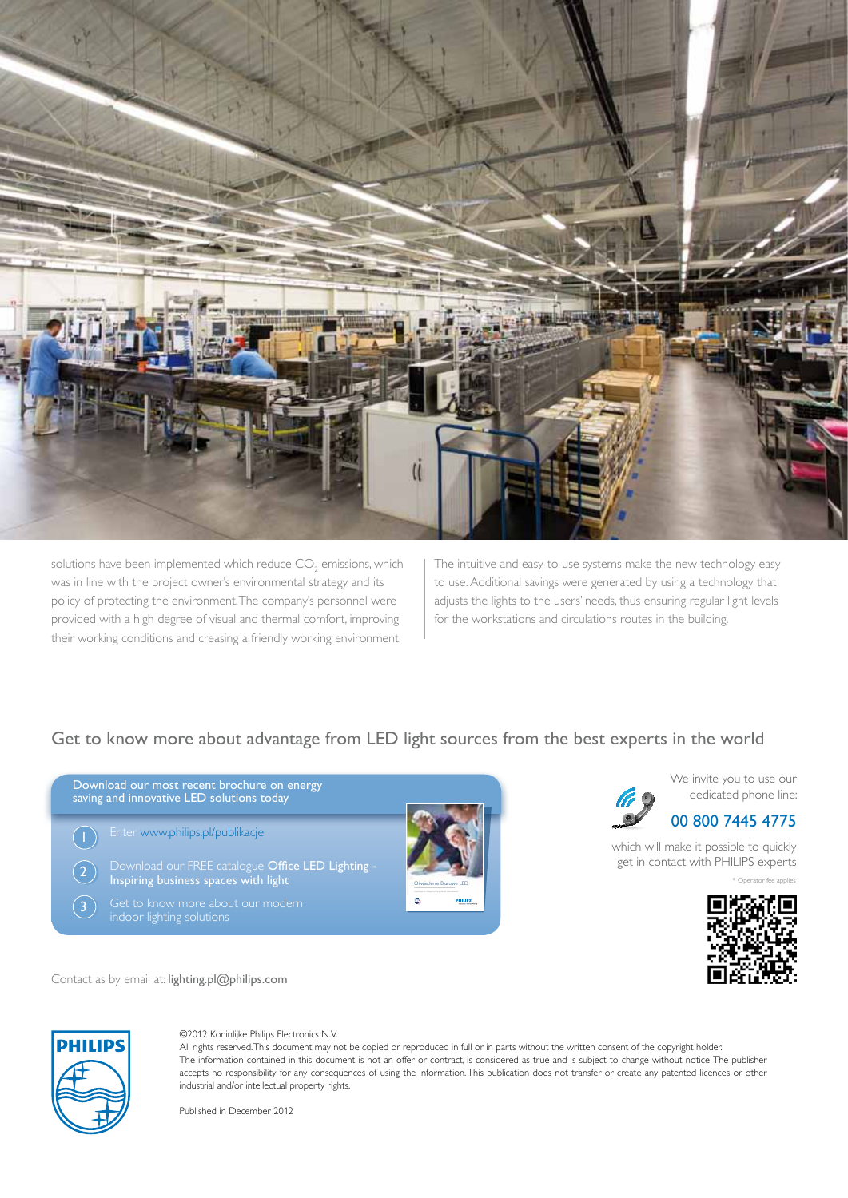solutions have been implemented which reduce $CO_2$ emissions, which was in line with the project owner's environmental strategy and its policy of protecting the environment. The company's personnel were provided with a high degree of visual and thermal comfort, improving their working conditions and creasing a friendly working environment.

The intuitive and easy-to-use systems make the new technology easy to use. Additional savings were generated by using a technology that adjusts the lights to the users' needs, thus ensuring regular light levels for the workstations and circulations routes in the building.

## Get to know more about advantage from LED light sources from the best experts in the world

**Download our most recent brochure on energy saving and innovative LED solutions today**

1. Enter www.philips.pl/publikacje
2. Download our FREE catalogue **Office LED Lighting - Inspiring business spaces with light**
3. Get to know more about our modern indoor lighting solutions

We invite you to use our dedicated phone line:

**00 800 7445 4775**

which will make it possible to quickly get in contact with PHILIPS experts

\* Operator fee applies

Contact as by email at: **lighting.pl@philips.com**

©2012 Koninlijke Philips Electronics N.V.
All rights reserved. This document may not be copied or reproduced in full or in parts without the written consent of the copyright holder. The information contained in this document is not an offer or contract, is considered as true and is subject to change without notice. The publisher accepts no responsibility for any consequences of using the information. This publication does not transfer or create any patented licences or other industrial and/or intellectual property rights.

Published in December 2012